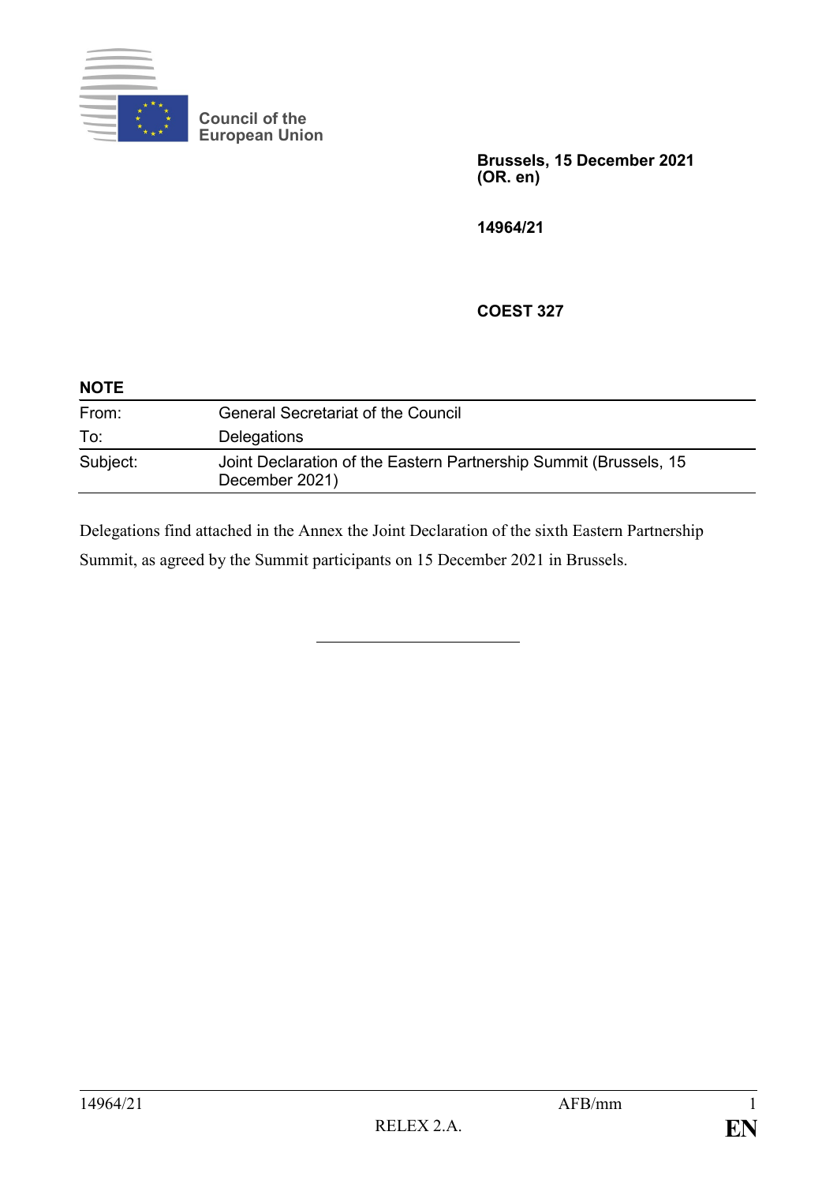Council of the
European Union

**Brussels, 15 December 2021**
**(OR. en)**

**14964/21**

**COEST 327**

**NOTE**

| | |
|---|---|
| From: | General Secretariat of the Council |
| To: | Delegations |
| Subject: | Joint Declaration of the Eastern Partnership Summit (Brussels, 15 December 2021) |

Delegations find attached in the Annex the Joint Declaration of the sixth Eastern Partnership Summit, as agreed by the Summit participants on 15 December 2021 in Brussels.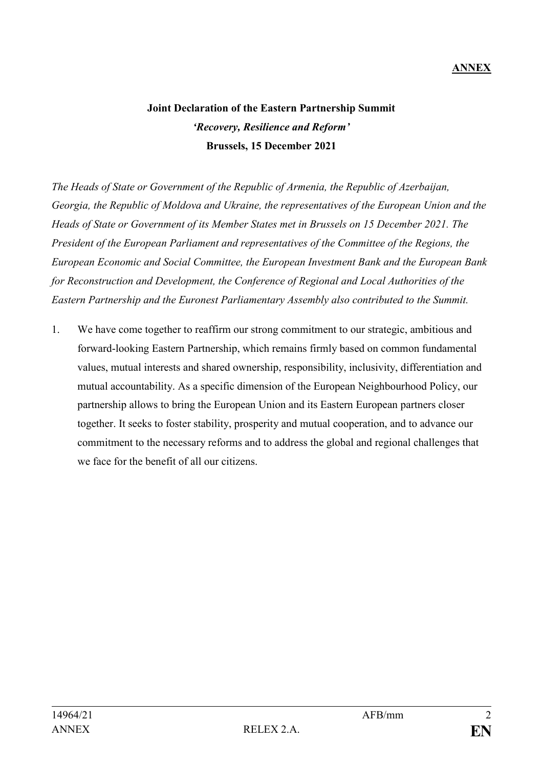**ANNEX**

**Joint Declaration of the Eastern Partnership Summit**
***'Recovery, Resilience and Reform'***
**Brussels, 15 December 2021**

*The Heads of State or Government of the Republic of Armenia, the Republic of Azerbaijan, Georgia, the Republic of Moldova and Ukraine, the representatives of the European Union and the Heads of State or Government of its Member States met in Brussels on 15 December 2021. The President of the European Parliament and representatives of the Committee of the Regions, the European Economic and Social Committee, the European Investment Bank and the European Bank for Reconstruction and Development, the Conference of Regional and Local Authorities of the Eastern Partnership and the Euronest Parliamentary Assembly also contributed to the Summit.*

1. We have come together to reaffirm our strong commitment to our strategic, ambitious and forward-looking Eastern Partnership, which remains firmly based on common fundamental values, mutual interests and shared ownership, responsibility, inclusivity, differentiation and mutual accountability. As a specific dimension of the European Neighbourhood Policy, our partnership allows to bring the European Union and its Eastern European partners closer together. It seeks to foster stability, prosperity and mutual cooperation, and to advance our commitment to the necessary reforms and to address the global and regional challenges that we face for the benefit of all our citizens.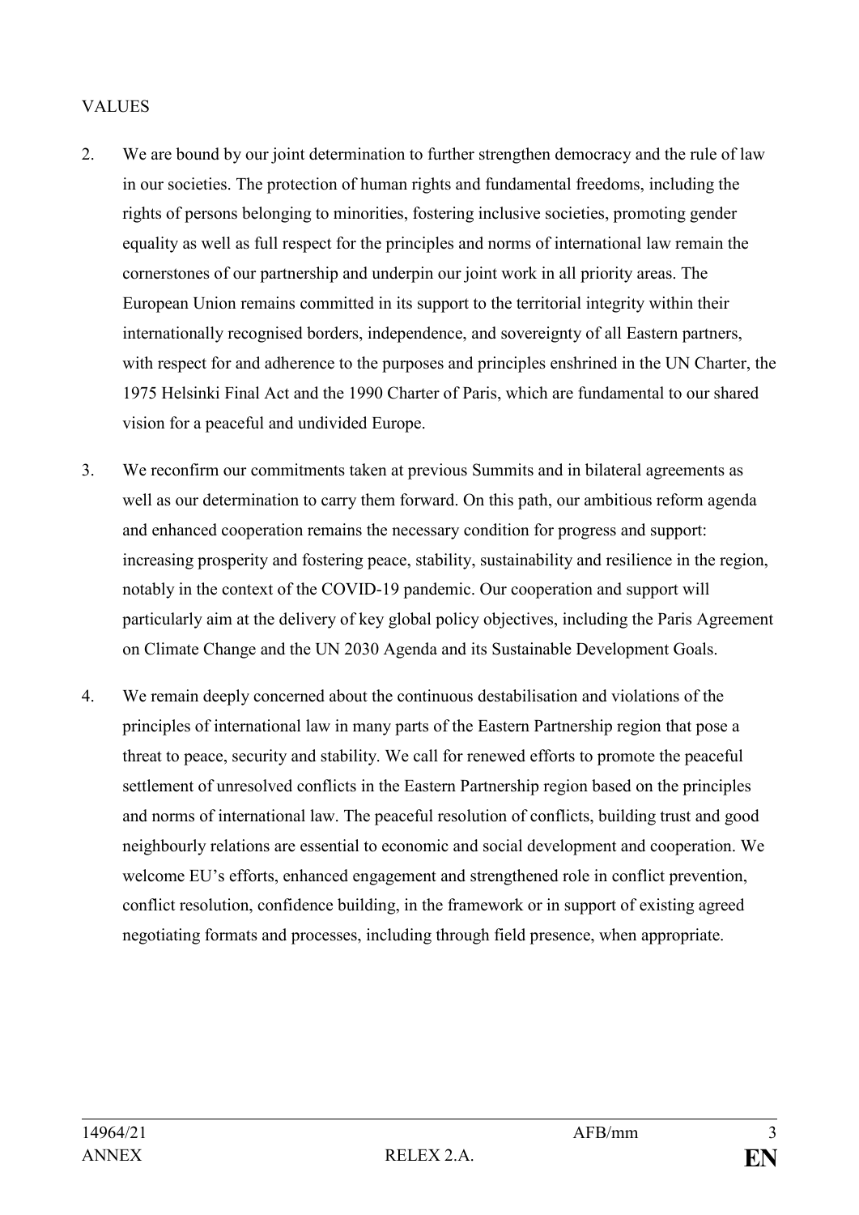## VALUES

2. We are bound by our joint determination to further strengthen democracy and the rule of law in our societies. The protection of human rights and fundamental freedoms, including the rights of persons belonging to minorities, fostering inclusive societies, promoting gender equality as well as full respect for the principles and norms of international law remain the cornerstones of our partnership and underpin our joint work in all priority areas. The European Union remains committed in its support to the territorial integrity within their internationally recognised borders, independence, and sovereignty of all Eastern partners, with respect for and adherence to the purposes and principles enshrined in the UN Charter, the 1975 Helsinki Final Act and the 1990 Charter of Paris, which are fundamental to our shared vision for a peaceful and undivided Europe.

3. We reconfirm our commitments taken at previous Summits and in bilateral agreements as well as our determination to carry them forward. On this path, our ambitious reform agenda and enhanced cooperation remains the necessary condition for progress and support: increasing prosperity and fostering peace, stability, sustainability and resilience in the region, notably in the context of the COVID-19 pandemic. Our cooperation and support will particularly aim at the delivery of key global policy objectives, including the Paris Agreement on Climate Change and the UN 2030 Agenda and its Sustainable Development Goals.

4. We remain deeply concerned about the continuous destabilisation and violations of the principles of international law in many parts of the Eastern Partnership region that pose a threat to peace, security and stability. We call for renewed efforts to promote the peaceful settlement of unresolved conflicts in the Eastern Partnership region based on the principles and norms of international law. The peaceful resolution of conflicts, building trust and good neighbourly relations are essential to economic and social development and cooperation. We welcome EU's efforts, enhanced engagement and strengthened role in conflict prevention, conflict resolution, confidence building, in the framework or in support of existing agreed negotiating formats and processes, including through field presence, when appropriate.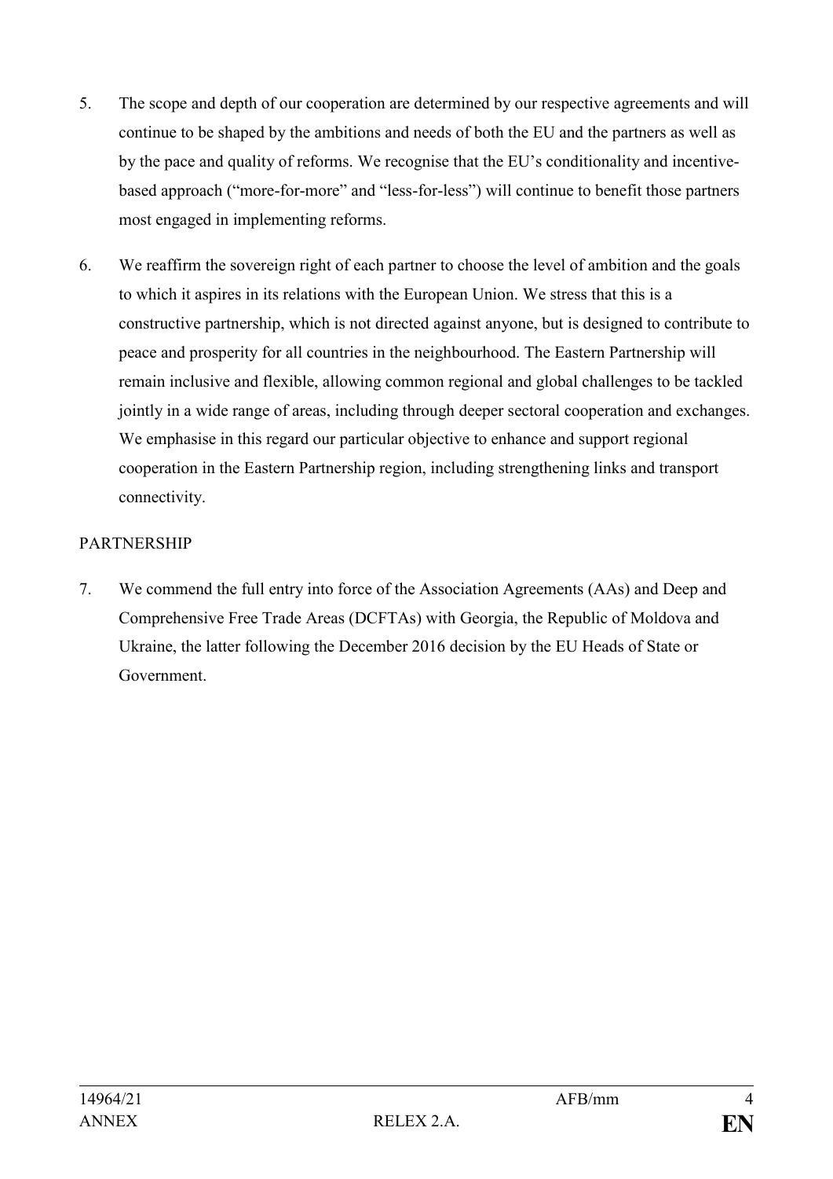5. The scope and depth of our cooperation are determined by our respective agreements and will continue to be shaped by the ambitions and needs of both the EU and the partners as well as by the pace and quality of reforms. We recognise that the EU's conditionality and incentive-based approach ("more-for-more" and "less-for-less") will continue to benefit those partners most engaged in implementing reforms.

6. We reaffirm the sovereign right of each partner to choose the level of ambition and the goals to which it aspires in its relations with the European Union. We stress that this is a constructive partnership, which is not directed against anyone, but is designed to contribute to peace and prosperity for all countries in the neighbourhood. The Eastern Partnership will remain inclusive and flexible, allowing common regional and global challenges to be tackled jointly in a wide range of areas, including through deeper sectoral cooperation and exchanges. We emphasise in this regard our particular objective to enhance and support regional cooperation in the Eastern Partnership region, including strengthening links and transport connectivity.

PARTNERSHIP

7. We commend the full entry into force of the Association Agreements (AAs) and Deep and Comprehensive Free Trade Areas (DCFTAs) with Georgia, the Republic of Moldova and Ukraine, the latter following the December 2016 decision by the EU Heads of State or Government.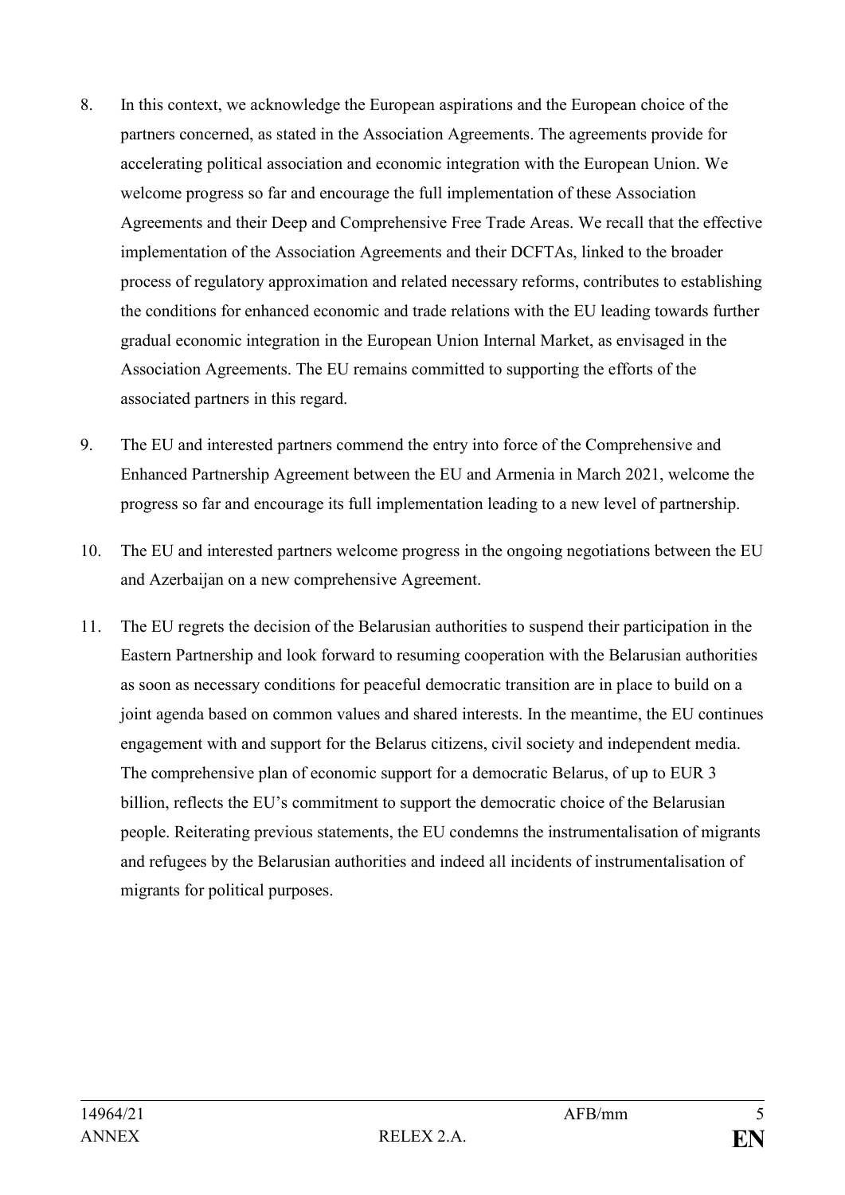8. In this context, we acknowledge the European aspirations and the European choice of the partners concerned, as stated in the Association Agreements. The agreements provide for accelerating political association and economic integration with the European Union. We welcome progress so far and encourage the full implementation of these Association Agreements and their Deep and Comprehensive Free Trade Areas. We recall that the effective implementation of the Association Agreements and their DCFTAs, linked to the broader process of regulatory approximation and related necessary reforms, contributes to establishing the conditions for enhanced economic and trade relations with the EU leading towards further gradual economic integration in the European Union Internal Market, as envisaged in the Association Agreements. The EU remains committed to supporting the efforts of the associated partners in this regard.

9. The EU and interested partners commend the entry into force of the Comprehensive and Enhanced Partnership Agreement between the EU and Armenia in March 2021, welcome the progress so far and encourage its full implementation leading to a new level of partnership.

10. The EU and interested partners welcome progress in the ongoing negotiations between the EU and Azerbaijan on a new comprehensive Agreement.

11. The EU regrets the decision of the Belarusian authorities to suspend their participation in the Eastern Partnership and look forward to resuming cooperation with the Belarusian authorities as soon as necessary conditions for peaceful democratic transition are in place to build on a joint agenda based on common values and shared interests. In the meantime, the EU continues engagement with and support for the Belarus citizens, civil society and independent media. The comprehensive plan of economic support for a democratic Belarus, of up to EUR 3 billion, reflects the EU's commitment to support the democratic choice of the Belarusian people. Reiterating previous statements, the EU condemns the instrumentalisation of migrants and refugees by the Belarusian authorities and indeed all incidents of instrumentalisation of migrants for political purposes.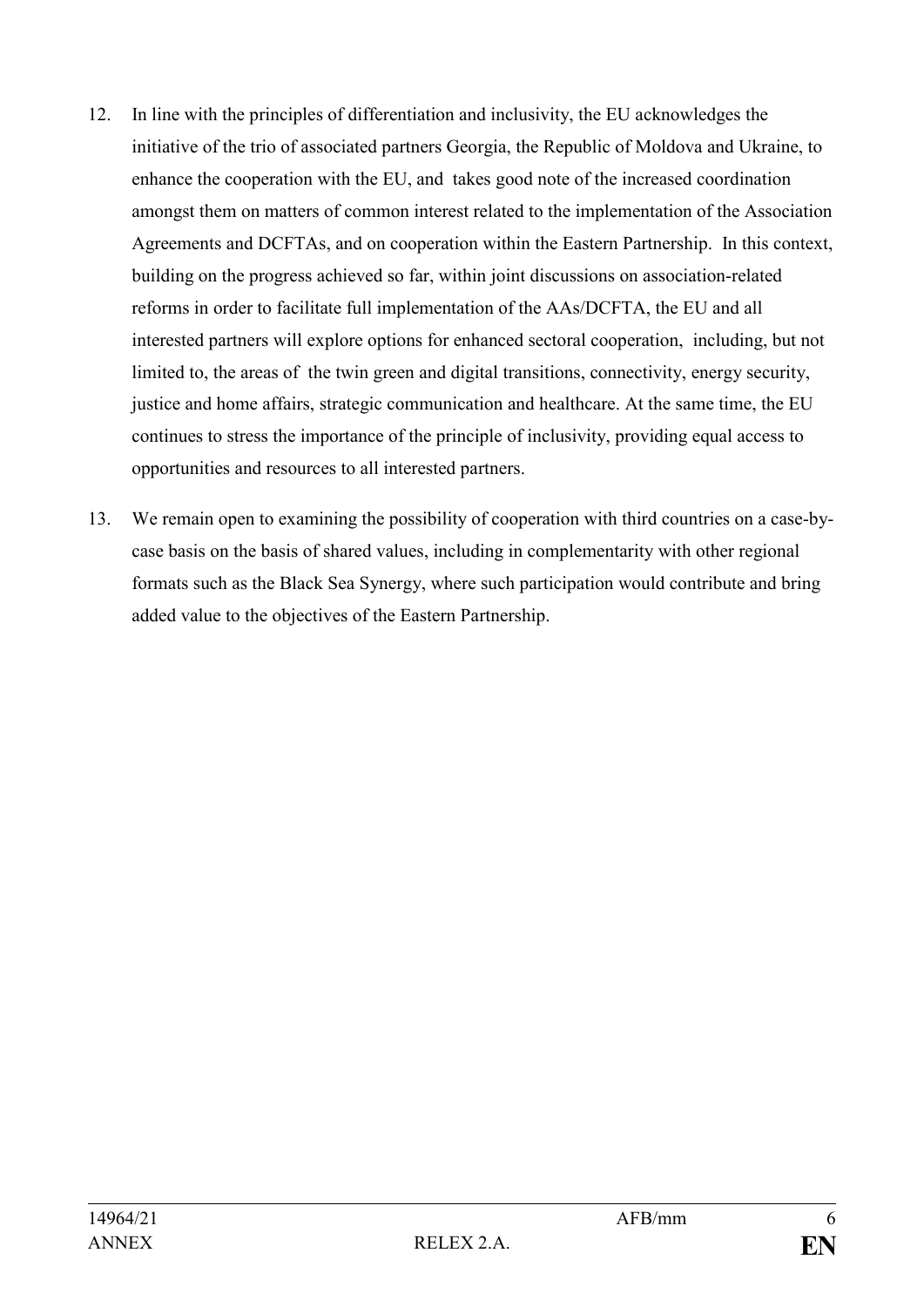12. In line with the principles of differentiation and inclusivity, the EU acknowledges the initiative of the trio of associated partners Georgia, the Republic of Moldova and Ukraine, to enhance the cooperation with the EU, and takes good note of the increased coordination amongst them on matters of common interest related to the implementation of the Association Agreements and DCFTAs, and on cooperation within the Eastern Partnership. In this context, building on the progress achieved so far, within joint discussions on association-related reforms in order to facilitate full implementation of the AAs/DCFTA, the EU and all interested partners will explore options for enhanced sectoral cooperation, including, but not limited to, the areas of the twin green and digital transitions, connectivity, energy security, justice and home affairs, strategic communication and healthcare. At the same time, the EU continues to stress the importance of the principle of inclusivity, providing equal access to opportunities and resources to all interested partners.

13. We remain open to examining the possibility of cooperation with third countries on a case-by-case basis on the basis of shared values, including in complementarity with other regional formats such as the Black Sea Synergy, where such participation would contribute and bring added value to the objectives of the Eastern Partnership.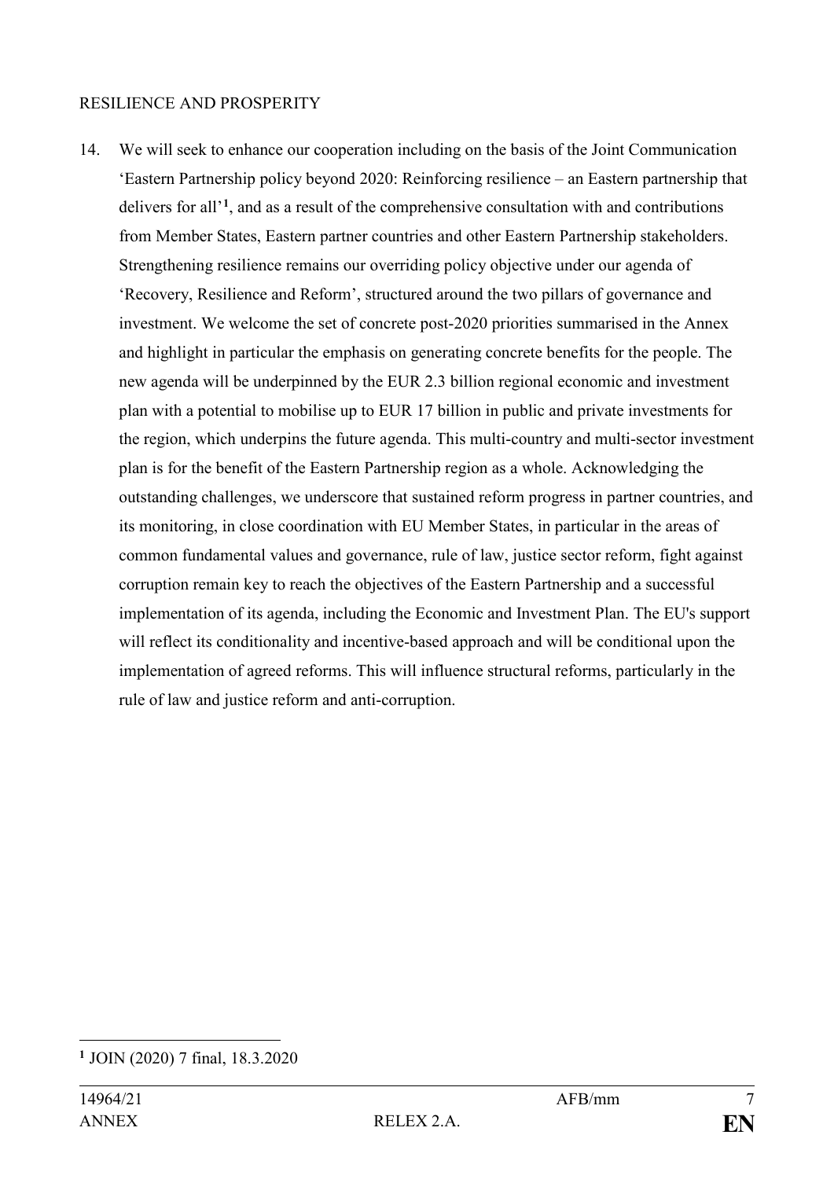RESILIENCE AND PROSPERITY

14. We will seek to enhance our cooperation including on the basis of the Joint Communication 'Eastern Partnership policy beyond 2020: Reinforcing resilience – an Eastern partnership that delivers for all'[1], and as a result of the comprehensive consultation with and contributions from Member States, Eastern partner countries and other Eastern Partnership stakeholders. Strengthening resilience remains our overriding policy objective under our agenda of 'Recovery, Resilience and Reform', structured around the two pillars of governance and investment. We welcome the set of concrete post-2020 priorities summarised in the Annex and highlight in particular the emphasis on generating concrete benefits for the people. The new agenda will be underpinned by the EUR 2.3 billion regional economic and investment plan with a potential to mobilise up to EUR 17 billion in public and private investments for the region, which underpins the future agenda. This multi-country and multi-sector investment plan is for the benefit of the Eastern Partnership region as a whole. Acknowledging the outstanding challenges, we underscore that sustained reform progress in partner countries, and its monitoring, in close coordination with EU Member States, in particular in the areas of common fundamental values and governance, rule of law, justice sector reform, fight against corruption remain key to reach the objectives of the Eastern Partnership and a successful implementation of its agenda, including the Economic and Investment Plan. The EU's support will reflect its conditionality and incentive-based approach and will be conditional upon the implementation of agreed reforms. This will influence structural reforms, particularly in the rule of law and justice reform and anti-corruption.

---

[1] JOIN (2020) 7 final, 18.3.2020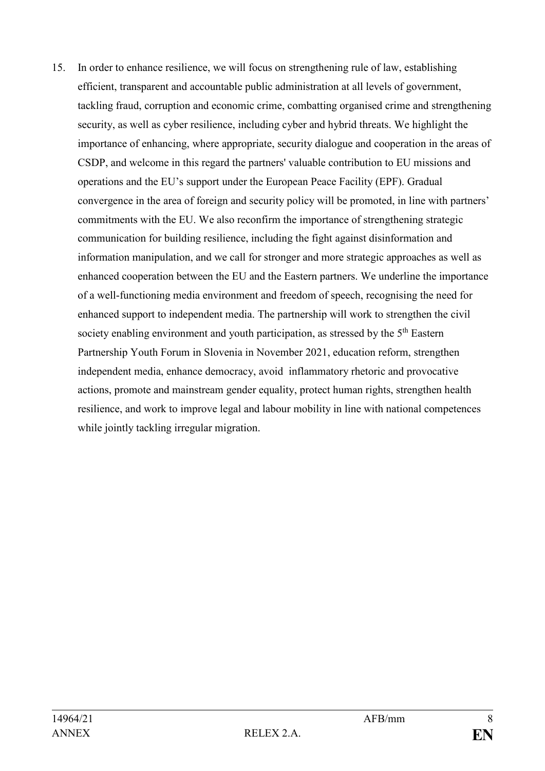15. In order to enhance resilience, we will focus on strengthening rule of law, establishing efficient, transparent and accountable public administration at all levels of government, tackling fraud, corruption and economic crime, combatting organised crime and strengthening security, as well as cyber resilience, including cyber and hybrid threats. We highlight the importance of enhancing, where appropriate, security dialogue and cooperation in the areas of CSDP, and welcome in this regard the partners' valuable contribution to EU missions and operations and the EU's support under the European Peace Facility (EPF). Gradual convergence in the area of foreign and security policy will be promoted, in line with partners' commitments with the EU. We also reconfirm the importance of strengthening strategic communication for building resilience, including the fight against disinformation and information manipulation, and we call for stronger and more strategic approaches as well as enhanced cooperation between the EU and the Eastern partners. We underline the importance of a well-functioning media environment and freedom of speech, recognising the need for enhanced support to independent media. The partnership will work to strengthen the civil society enabling environment and youth participation, as stressed by the 5th Eastern Partnership Youth Forum in Slovenia in November 2021, education reform, strengthen independent media, enhance democracy, avoid inflammatory rhetoric and provocative actions, promote and mainstream gender equality, protect human rights, strengthen health resilience, and work to improve legal and labour mobility in line with national competences while jointly tackling irregular migration.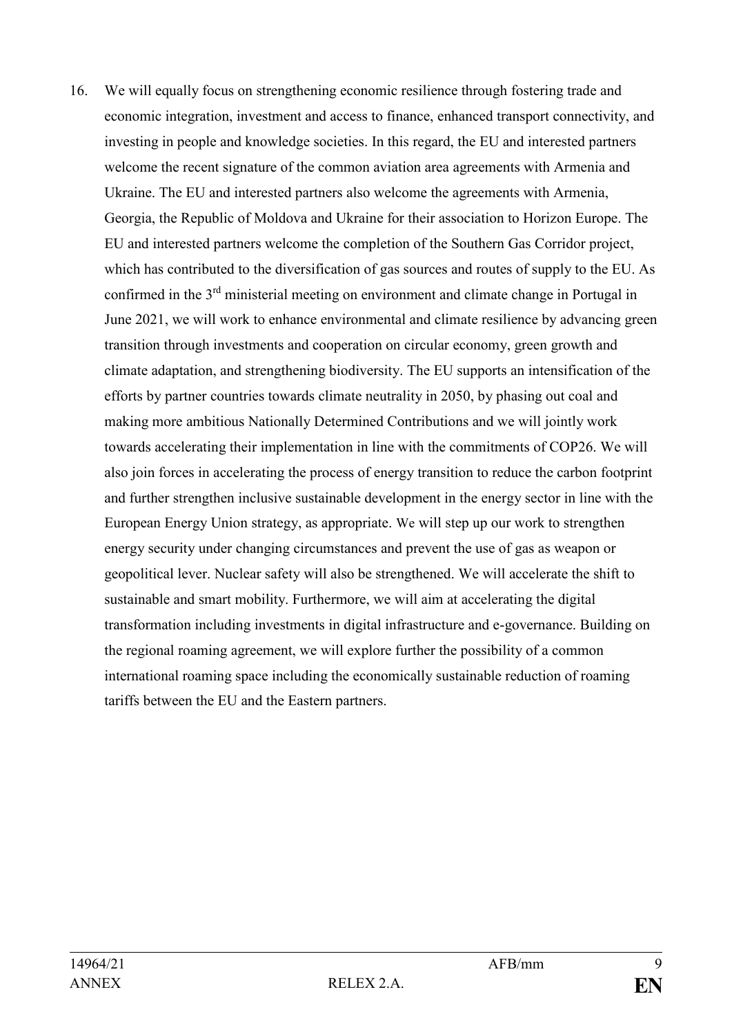16. We will equally focus on strengthening economic resilience through fostering trade and economic integration, investment and access to finance, enhanced transport connectivity, and investing in people and knowledge societies. In this regard, the EU and interested partners welcome the recent signature of the common aviation area agreements with Armenia and Ukraine. The EU and interested partners also welcome the agreements with Armenia, Georgia, the Republic of Moldova and Ukraine for their association to Horizon Europe. The EU and interested partners welcome the completion of the Southern Gas Corridor project, which has contributed to the diversification of gas sources and routes of supply to the EU. As confirmed in the 3rd ministerial meeting on environment and climate change in Portugal in June 2021, we will work to enhance environmental and climate resilience by advancing green transition through investments and cooperation on circular economy, green growth and climate adaptation, and strengthening biodiversity. The EU supports an intensification of the efforts by partner countries towards climate neutrality in 2050, by phasing out coal and making more ambitious Nationally Determined Contributions and we will jointly work towards accelerating their implementation in line with the commitments of COP26. We will also join forces in accelerating the process of energy transition to reduce the carbon footprint and further strengthen inclusive sustainable development in the energy sector in line with the European Energy Union strategy, as appropriate. We will step up our work to strengthen energy security under changing circumstances and prevent the use of gas as weapon or geopolitical lever. Nuclear safety will also be strengthened. We will accelerate the shift to sustainable and smart mobility. Furthermore, we will aim at accelerating the digital transformation including investments in digital infrastructure and e-governance. Building on the regional roaming agreement, we will explore further the possibility of a common international roaming space including the economically sustainable reduction of roaming tariffs between the EU and the Eastern partners.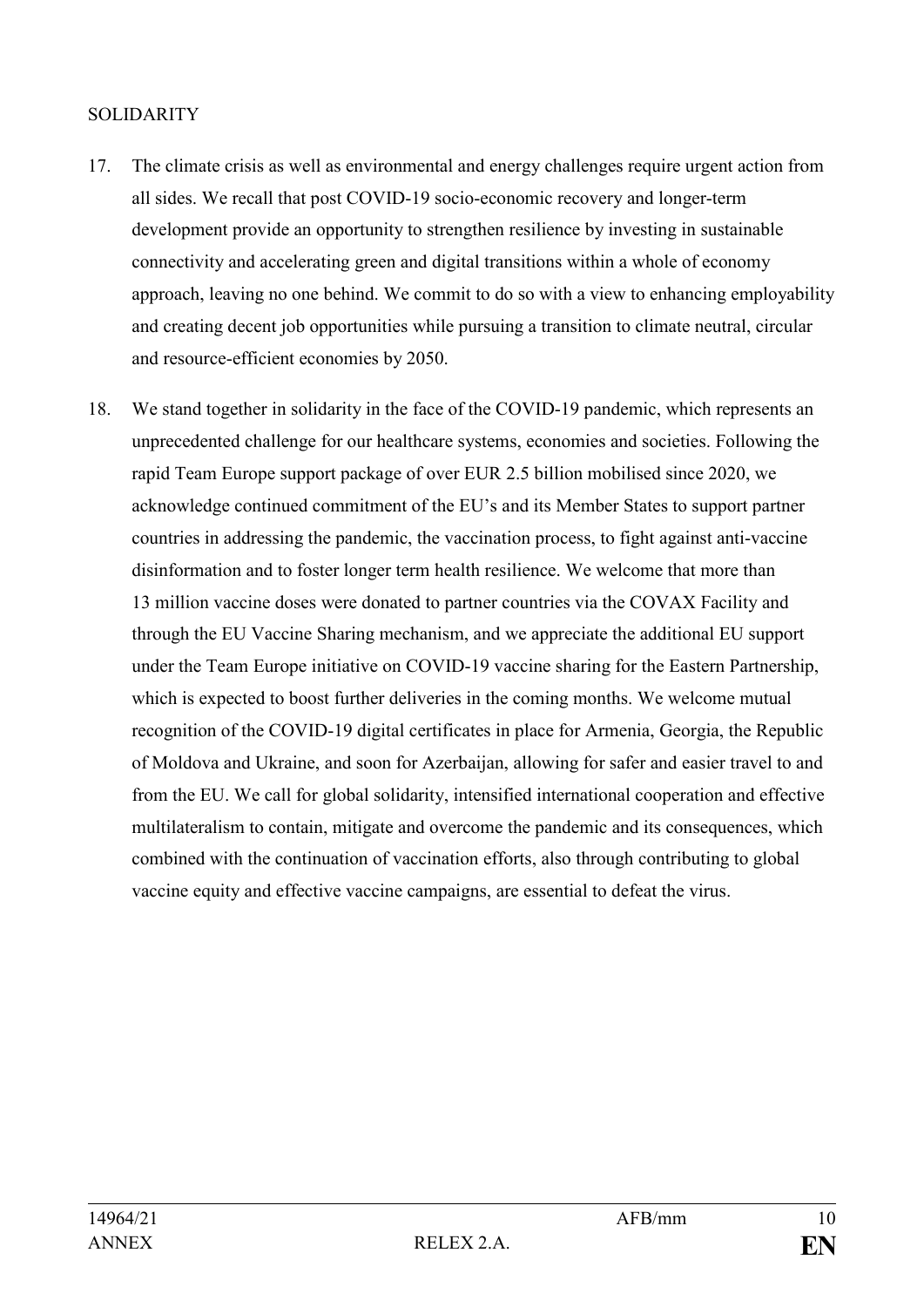SOLIDARITY

17. The climate crisis as well as environmental and energy challenges require urgent action from all sides. We recall that post COVID-19 socio-economic recovery and longer-term development provide an opportunity to strengthen resilience by investing in sustainable connectivity and accelerating green and digital transitions within a whole of economy approach, leaving no one behind. We commit to do so with a view to enhancing employability and creating decent job opportunities while pursuing a transition to climate neutral, circular and resource-efficient economies by 2050.

18. We stand together in solidarity in the face of the COVID-19 pandemic, which represents an unprecedented challenge for our healthcare systems, economies and societies. Following the rapid Team Europe support package of over EUR 2.5 billion mobilised since 2020, we acknowledge continued commitment of the EU's and its Member States to support partner countries in addressing the pandemic, the vaccination process, to fight against anti-vaccine disinformation and to foster longer term health resilience. We welcome that more than 13 million vaccine doses were donated to partner countries via the COVAX Facility and through the EU Vaccine Sharing mechanism, and we appreciate the additional EU support under the Team Europe initiative on COVID-19 vaccine sharing for the Eastern Partnership, which is expected to boost further deliveries in the coming months. We welcome mutual recognition of the COVID-19 digital certificates in place for Armenia, Georgia, the Republic of Moldova and Ukraine, and soon for Azerbaijan, allowing for safer and easier travel to and from the EU. We call for global solidarity, intensified international cooperation and effective multilateralism to contain, mitigate and overcome the pandemic and its consequences, which combined with the continuation of vaccination efforts, also through contributing to global vaccine equity and effective vaccine campaigns, are essential to defeat the virus.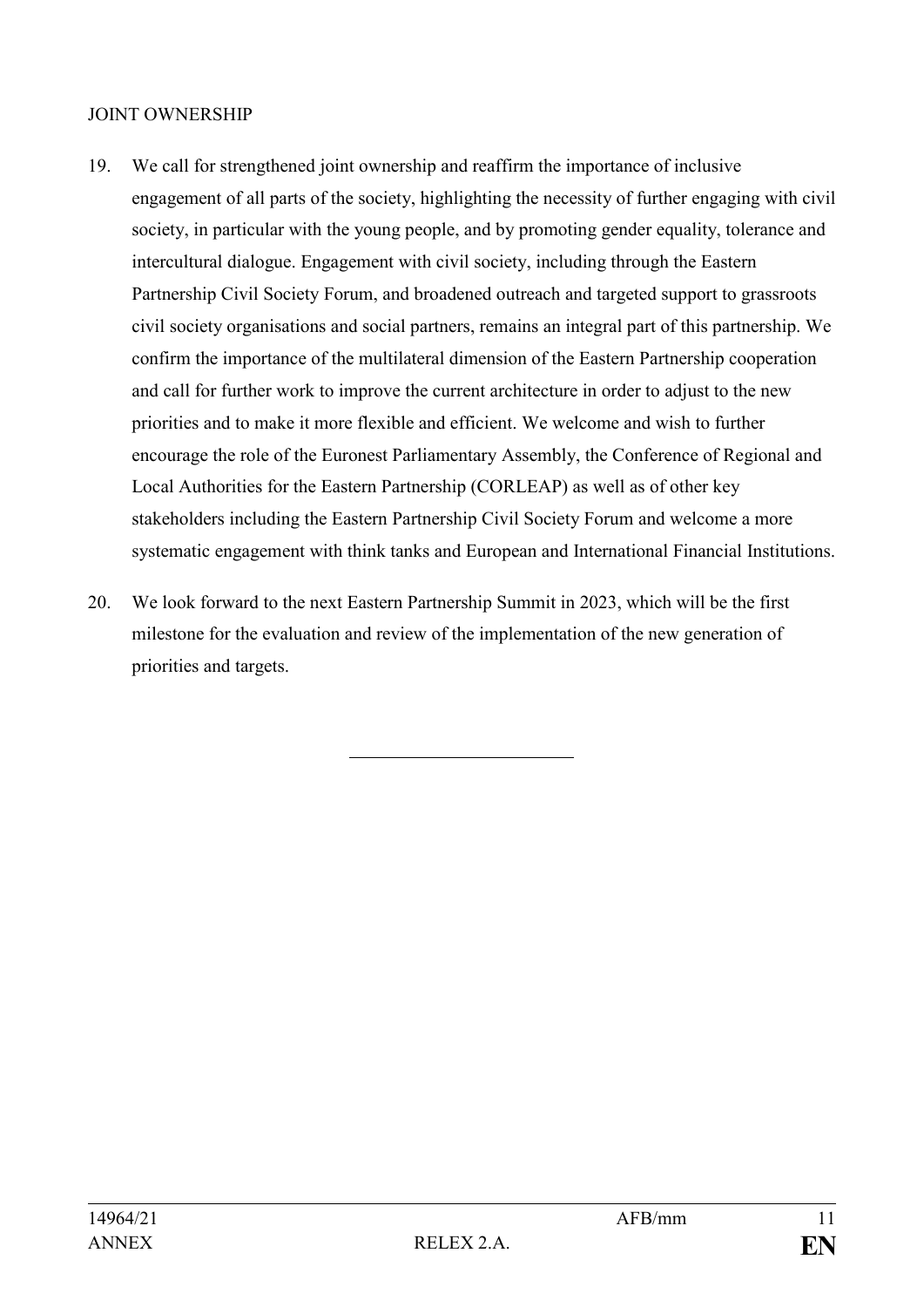JOINT OWNERSHIP

19. We call for strengthened joint ownership and reaffirm the importance of inclusive engagement of all parts of the society, highlighting the necessity of further engaging with civil society, in particular with the young people, and by promoting gender equality, tolerance and intercultural dialogue. Engagement with civil society, including through the Eastern Partnership Civil Society Forum, and broadened outreach and targeted support to grassroots civil society organisations and social partners, remains an integral part of this partnership. We confirm the importance of the multilateral dimension of the Eastern Partnership cooperation and call for further work to improve the current architecture in order to adjust to the new priorities and to make it more flexible and efficient. We welcome and wish to further encourage the role of the Euronest Parliamentary Assembly, the Conference of Regional and Local Authorities for the Eastern Partnership (CORLEAP) as well as of other key stakeholders including the Eastern Partnership Civil Society Forum and welcome a more systematic engagement with think tanks and European and International Financial Institutions.

20. We look forward to the next Eastern Partnership Summit in 2023, which will be the first milestone for the evaluation and review of the implementation of the new generation of priorities and targets.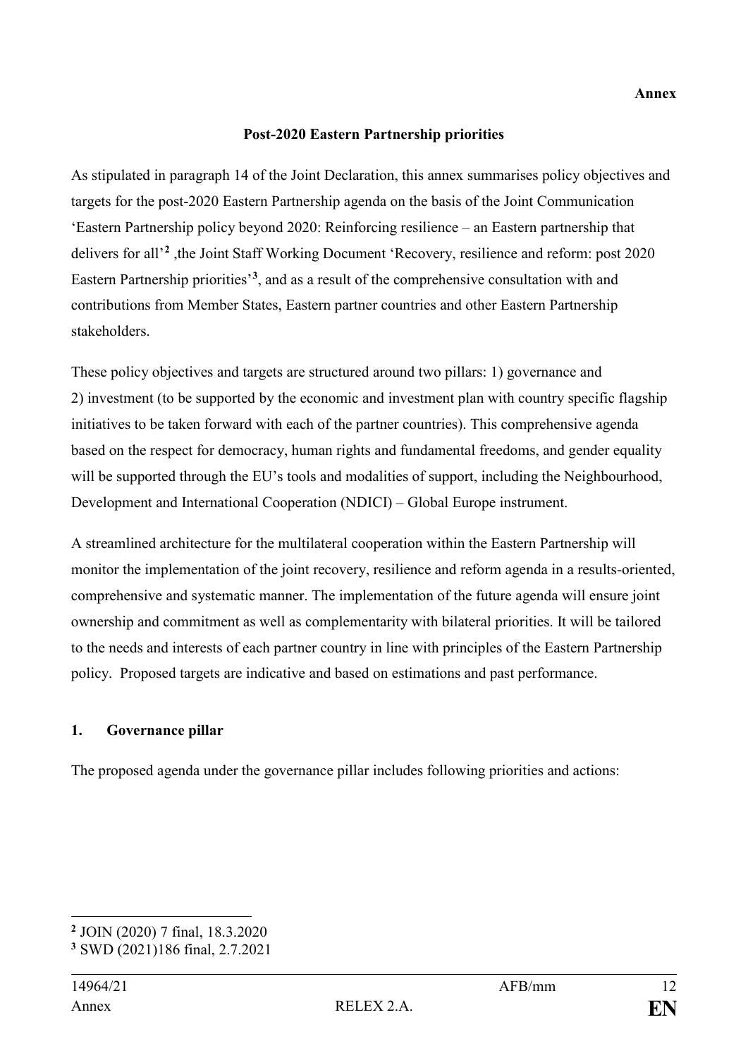**Annex**

## Post-2020 Eastern Partnership priorities

As stipulated in paragraph 14 of the Joint Declaration, this annex summarises policy objectives and targets for the post-2020 Eastern Partnership agenda on the basis of the Joint Communication 'Eastern Partnership policy beyond 2020: Reinforcing resilience – an Eastern partnership that delivers for all'[2] ,the Joint Staff Working Document 'Recovery, resilience and reform: post 2020 Eastern Partnership priorities'[3], and as a result of the comprehensive consultation with and contributions from Member States, Eastern partner countries and other Eastern Partnership stakeholders.

These policy objectives and targets are structured around two pillars: 1) governance and 2) investment (to be supported by the economic and investment plan with country specific flagship initiatives to be taken forward with each of the partner countries). This comprehensive agenda based on the respect for democracy, human rights and fundamental freedoms, and gender equality will be supported through the EU's tools and modalities of support, including the Neighbourhood, Development and International Cooperation (NDICI) – Global Europe instrument.

A streamlined architecture for the multilateral cooperation within the Eastern Partnership will monitor the implementation of the joint recovery, resilience and reform agenda in a results-oriented, comprehensive and systematic manner. The implementation of the future agenda will ensure joint ownership and commitment as well as complementarity with bilateral priorities. It will be tailored to the needs and interests of each partner country in line with principles of the Eastern Partnership policy. Proposed targets are indicative and based on estimations and past performance.

### 1. Governance pillar

The proposed agenda under the governance pillar includes following priorities and actions:

---

[2] JOIN (2020) 7 final, 18.3.2020

[3] SWD (2021)186 final, 2.7.2021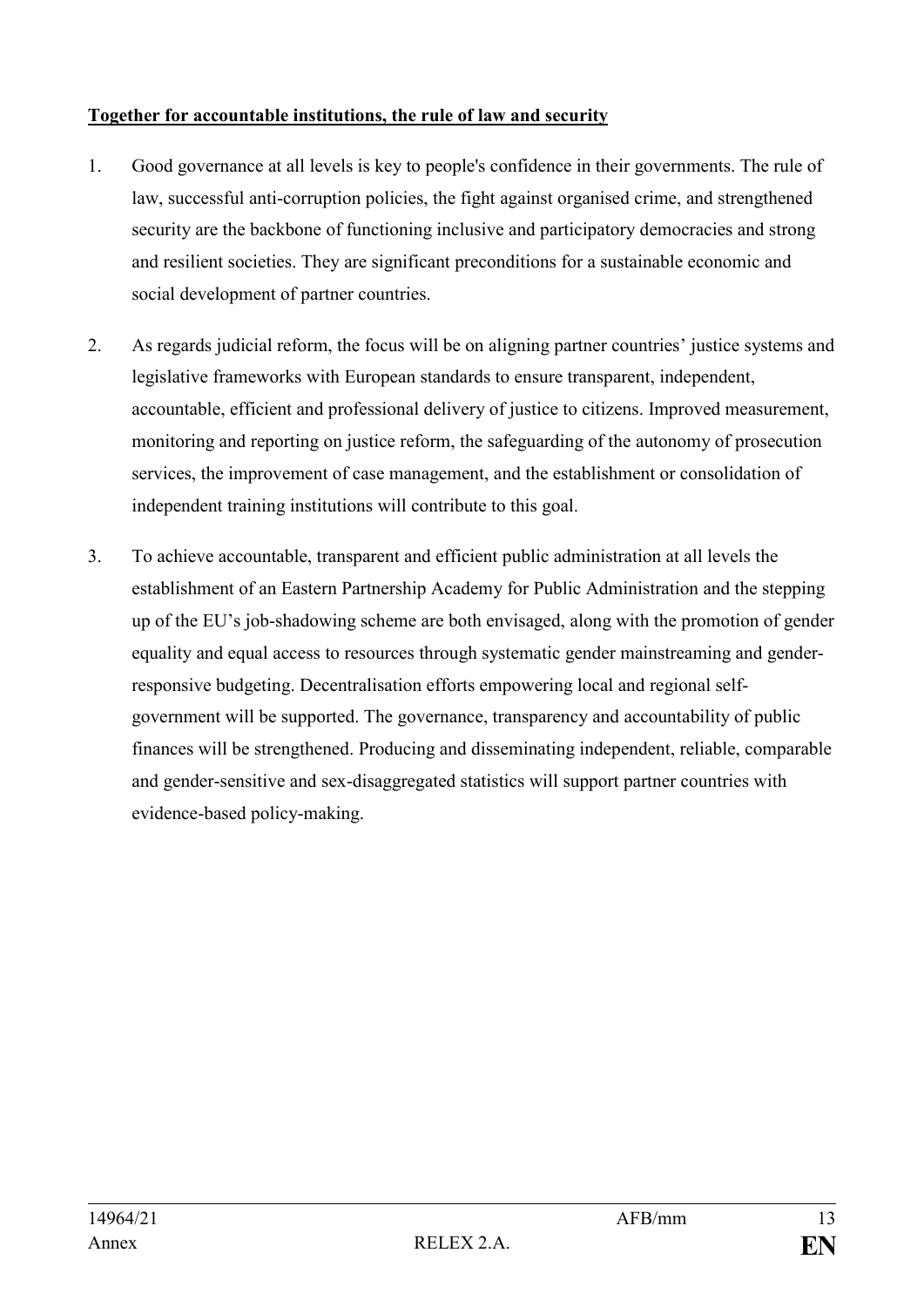**Together for accountable institutions, the rule of law and security**

1. Good governance at all levels is key to people's confidence in their governments. The rule of law, successful anti-corruption policies, the fight against organised crime, and strengthened security are the backbone of functioning inclusive and participatory democracies and strong and resilient societies. They are significant preconditions for a sustainable economic and social development of partner countries.

2. As regards judicial reform, the focus will be on aligning partner countries' justice systems and legislative frameworks with European standards to ensure transparent, independent, accountable, efficient and professional delivery of justice to citizens. Improved measurement, monitoring and reporting on justice reform, the safeguarding of the autonomy of prosecution services, the improvement of case management, and the establishment or consolidation of independent training institutions will contribute to this goal.

3. To achieve accountable, transparent and efficient public administration at all levels the establishment of an Eastern Partnership Academy for Public Administration and the stepping up of the EU's job-shadowing scheme are both envisaged, along with the promotion of gender equality and equal access to resources through systematic gender mainstreaming and gender-responsive budgeting. Decentralisation efforts empowering local and regional self-government will be supported. The governance, transparency and accountability of public finances will be strengthened. Producing and disseminating independent, reliable, comparable and gender-sensitive and sex-disaggregated statistics will support partner countries with evidence-based policy-making.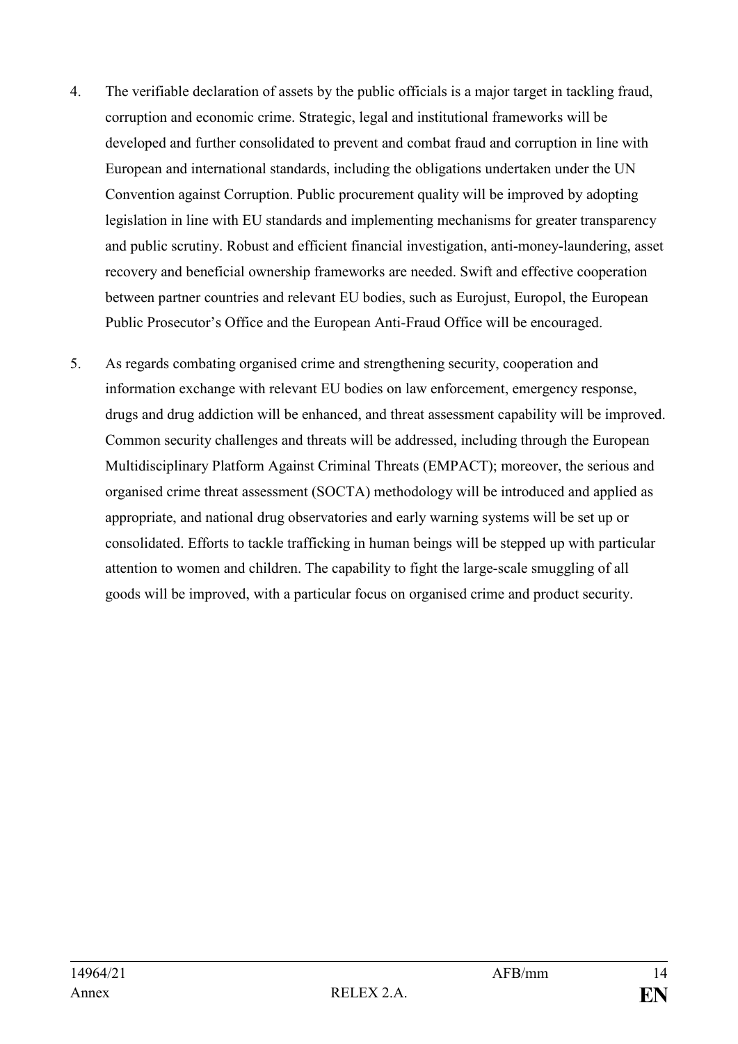4. The verifiable declaration of assets by the public officials is a major target in tackling fraud, corruption and economic crime. Strategic, legal and institutional frameworks will be developed and further consolidated to prevent and combat fraud and corruption in line with European and international standards, including the obligations undertaken under the UN Convention against Corruption. Public procurement quality will be improved by adopting legislation in line with EU standards and implementing mechanisms for greater transparency and public scrutiny. Robust and efficient financial investigation, anti-money-laundering, asset recovery and beneficial ownership frameworks are needed. Swift and effective cooperation between partner countries and relevant EU bodies, such as Eurojust, Europol, the European Public Prosecutor's Office and the European Anti-Fraud Office will be encouraged.

5. As regards combating organised crime and strengthening security, cooperation and information exchange with relevant EU bodies on law enforcement, emergency response, drugs and drug addiction will be enhanced, and threat assessment capability will be improved. Common security challenges and threats will be addressed, including through the European Multidisciplinary Platform Against Criminal Threats (EMPACT); moreover, the serious and organised crime threat assessment (SOCTA) methodology will be introduced and applied as appropriate, and national drug observatories and early warning systems will be set up or consolidated. Efforts to tackle trafficking in human beings will be stepped up with particular attention to women and children. The capability to fight the large-scale smuggling of all goods will be improved, with a particular focus on organised crime and product security.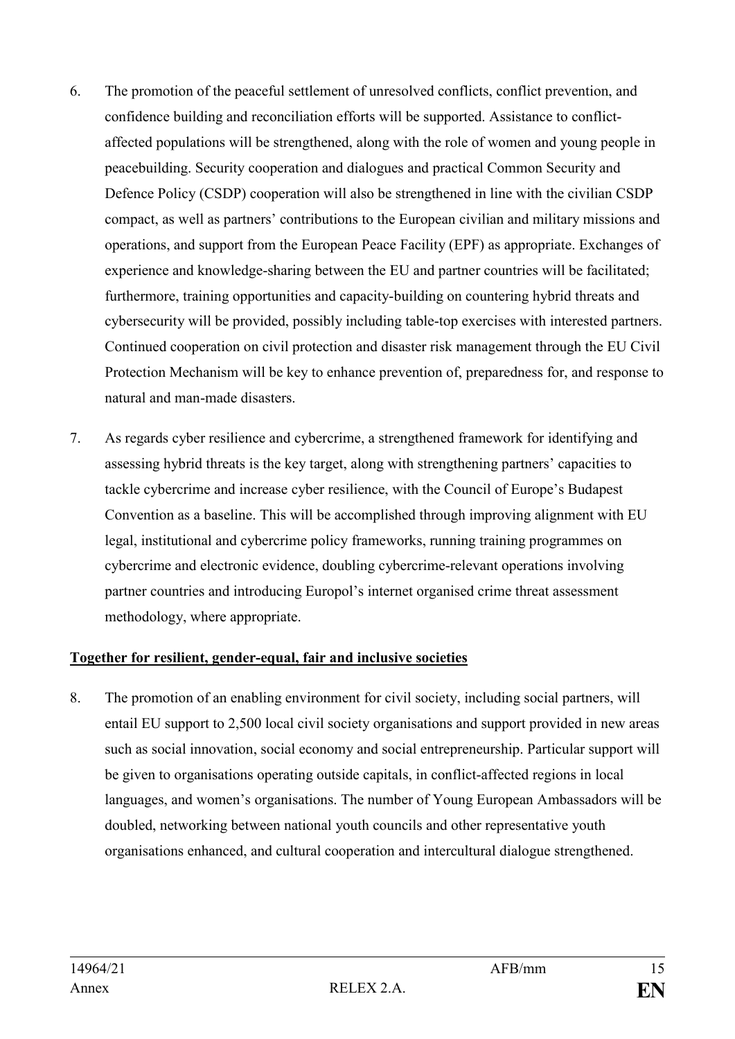6. The promotion of the peaceful settlement of unresolved conflicts, conflict prevention, and confidence building and reconciliation efforts will be supported. Assistance to conflict-affected populations will be strengthened, along with the role of women and young people in peacebuilding. Security cooperation and dialogues and practical Common Security and Defence Policy (CSDP) cooperation will also be strengthened in line with the civilian CSDP compact, as well as partners' contributions to the European civilian and military missions and operations, and support from the European Peace Facility (EPF) as appropriate. Exchanges of experience and knowledge-sharing between the EU and partner countries will be facilitated; furthermore, training opportunities and capacity-building on countering hybrid threats and cybersecurity will be provided, possibly including table-top exercises with interested partners. Continued cooperation on civil protection and disaster risk management through the EU Civil Protection Mechanism will be key to enhance prevention of, preparedness for, and response to natural and man-made disasters.

7. As regards cyber resilience and cybercrime, a strengthened framework for identifying and assessing hybrid threats is the key target, along with strengthening partners' capacities to tackle cybercrime and increase cyber resilience, with the Council of Europe's Budapest Convention as a baseline. This will be accomplished through improving alignment with EU legal, institutional and cybercrime policy frameworks, running training programmes on cybercrime and electronic evidence, doubling cybercrime-relevant operations involving partner countries and introducing Europol's internet organised crime threat assessment methodology, where appropriate.

**<u>Together for resilient, gender-equal, fair and inclusive societies</u>**

8. The promotion of an enabling environment for civil society, including social partners, will entail EU support to 2,500 local civil society organisations and support provided in new areas such as social innovation, social economy and social entrepreneurship. Particular support will be given to organisations operating outside capitals, in conflict-affected regions in local languages, and women's organisations. The number of Young European Ambassadors will be doubled, networking between national youth councils and other representative youth organisations enhanced, and cultural cooperation and intercultural dialogue strengthened.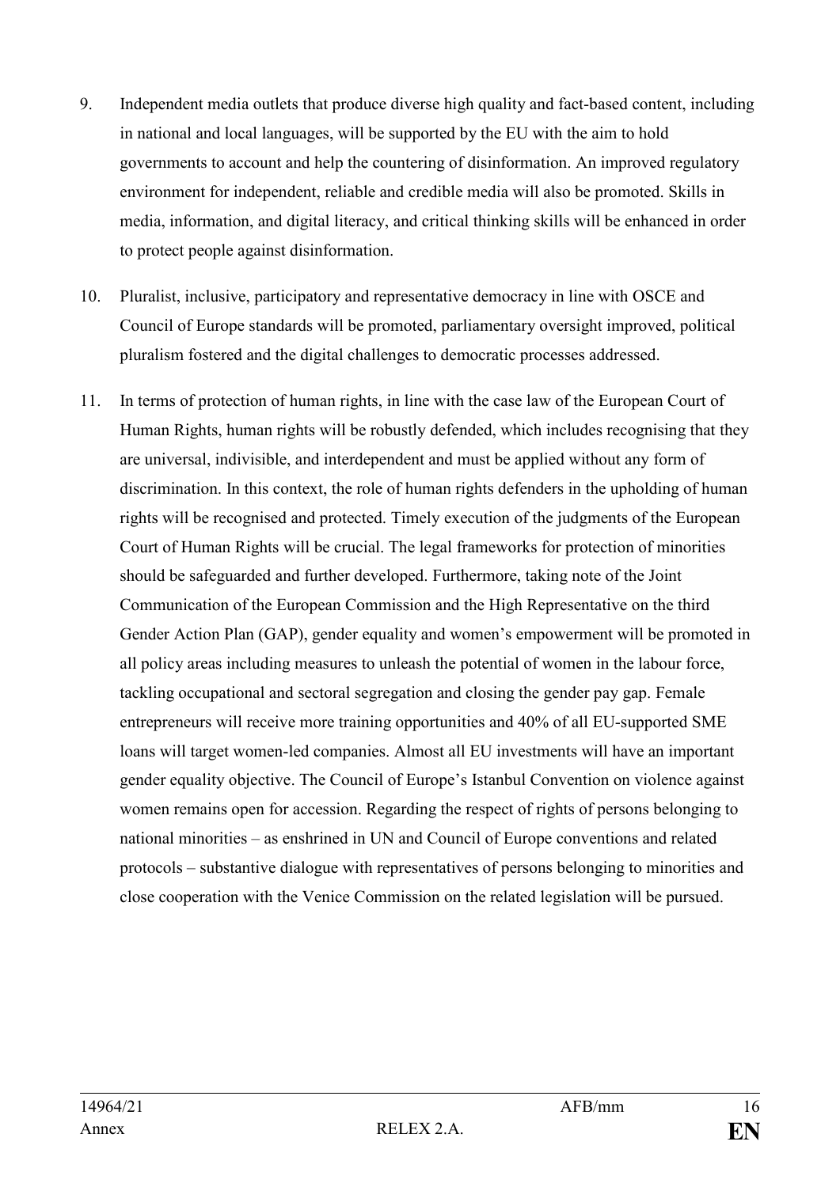9. Independent media outlets that produce diverse high quality and fact-based content, including in national and local languages, will be supported by the EU with the aim to hold governments to account and help the countering of disinformation. An improved regulatory environment for independent, reliable and credible media will also be promoted. Skills in media, information, and digital literacy, and critical thinking skills will be enhanced in order to protect people against disinformation.

10. Pluralist, inclusive, participatory and representative democracy in line with OSCE and Council of Europe standards will be promoted, parliamentary oversight improved, political pluralism fostered and the digital challenges to democratic processes addressed.

11. In terms of protection of human rights, in line with the case law of the European Court of Human Rights, human rights will be robustly defended, which includes recognising that they are universal, indivisible, and interdependent and must be applied without any form of discrimination. In this context, the role of human rights defenders in the upholding of human rights will be recognised and protected. Timely execution of the judgments of the European Court of Human Rights will be crucial. The legal frameworks for protection of minorities should be safeguarded and further developed. Furthermore, taking note of the Joint Communication of the European Commission and the High Representative on the third Gender Action Plan (GAP), gender equality and women's empowerment will be promoted in all policy areas including measures to unleash the potential of women in the labour force, tackling occupational and sectoral segregation and closing the gender pay gap. Female entrepreneurs will receive more training opportunities and 40% of all EU-supported SME loans will target women-led companies. Almost all EU investments will have an important gender equality objective. The Council of Europe's Istanbul Convention on violence against women remains open for accession. Regarding the respect of rights of persons belonging to national minorities – as enshrined in UN and Council of Europe conventions and related protocols – substantive dialogue with representatives of persons belonging to minorities and close cooperation with the Venice Commission on the related legislation will be pursued.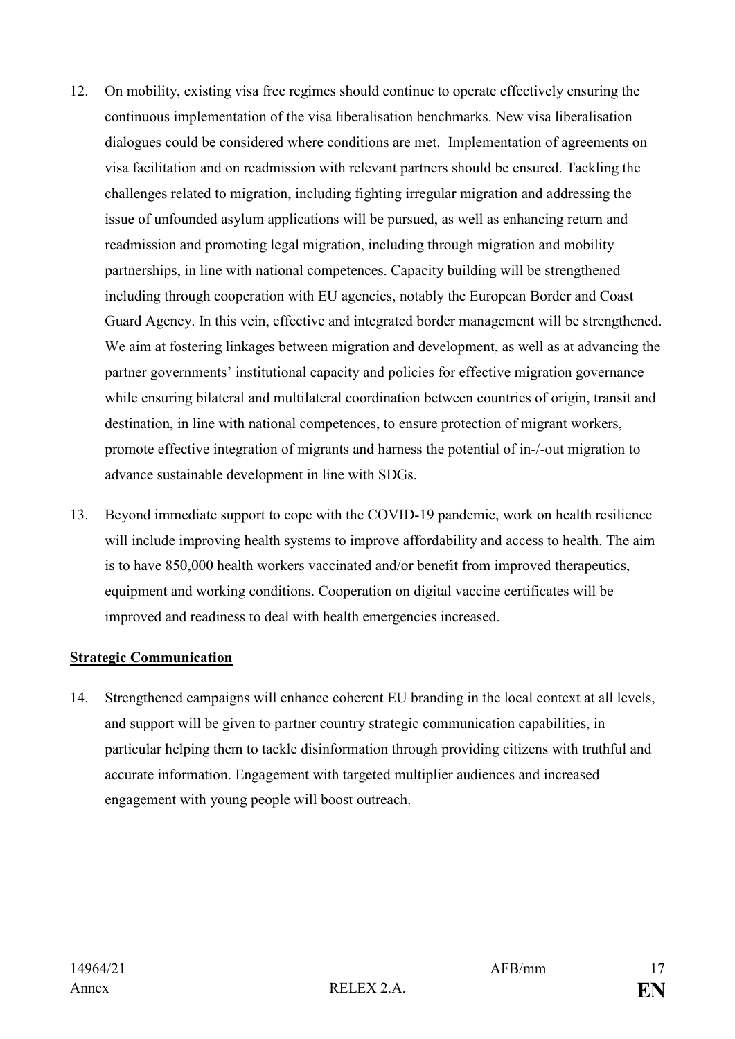12. On mobility, existing visa free regimes should continue to operate effectively ensuring the continuous implementation of the visa liberalisation benchmarks. New visa liberalisation dialogues could be considered where conditions are met. Implementation of agreements on visa facilitation and on readmission with relevant partners should be ensured. Tackling the challenges related to migration, including fighting irregular migration and addressing the issue of unfounded asylum applications will be pursued, as well as enhancing return and readmission and promoting legal migration, including through migration and mobility partnerships, in line with national competences. Capacity building will be strengthened including through cooperation with EU agencies, notably the European Border and Coast Guard Agency. In this vein, effective and integrated border management will be strengthened. We aim at fostering linkages between migration and development, as well as at advancing the partner governments' institutional capacity and policies for effective migration governance while ensuring bilateral and multilateral coordination between countries of origin, transit and destination, in line with national competences, to ensure protection of migrant workers, promote effective integration of migrants and harness the potential of in-/-out migration to advance sustainable development in line with SDGs.

13. Beyond immediate support to cope with the COVID-19 pandemic, work on health resilience will include improving health systems to improve affordability and access to health. The aim is to have 850,000 health workers vaccinated and/or benefit from improved therapeutics, equipment and working conditions. Cooperation on digital vaccine certificates will be improved and readiness to deal with health emergencies increased.

**Strategic Communication**

14. Strengthened campaigns will enhance coherent EU branding in the local context at all levels, and support will be given to partner country strategic communication capabilities, in particular helping them to tackle disinformation through providing citizens with truthful and accurate information. Engagement with targeted multiplier audiences and increased engagement with young people will boost outreach.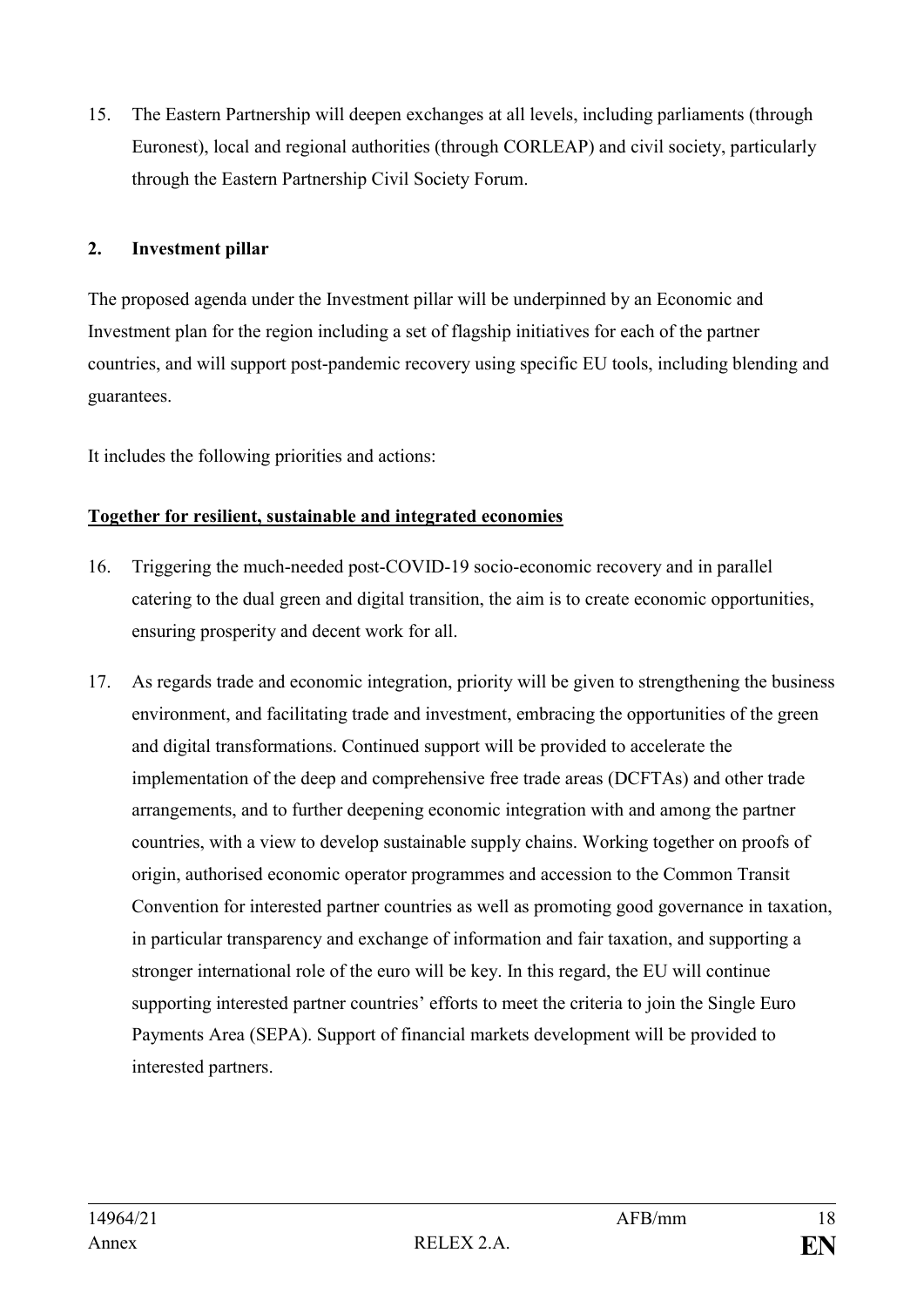15. The Eastern Partnership will deepen exchanges at all levels, including parliaments (through Euronest), local and regional authorities (through CORLEAP) and civil society, particularly through the Eastern Partnership Civil Society Forum.

## 2. Investment pillar

The proposed agenda under the Investment pillar will be underpinned by an Economic and Investment plan for the region including a set of flagship initiatives for each of the partner countries, and will support post-pandemic recovery using specific EU tools, including blending and guarantees.

It includes the following priorities and actions:

**Together for resilient, sustainable and integrated economies**

16. Triggering the much-needed post-COVID-19 socio-economic recovery and in parallel catering to the dual green and digital transition, the aim is to create economic opportunities, ensuring prosperity and decent work for all.

17. As regards trade and economic integration, priority will be given to strengthening the business environment, and facilitating trade and investment, embracing the opportunities of the green and digital transformations. Continued support will be provided to accelerate the implementation of the deep and comprehensive free trade areas (DCFTAs) and other trade arrangements, and to further deepening economic integration with and among the partner countries, with a view to develop sustainable supply chains. Working together on proofs of origin, authorised economic operator programmes and accession to the Common Transit Convention for interested partner countries as well as promoting good governance in taxation, in particular transparency and exchange of information and fair taxation, and supporting a stronger international role of the euro will be key. In this regard, the EU will continue supporting interested partner countries' efforts to meet the criteria to join the Single Euro Payments Area (SEPA). Support of financial markets development will be provided to interested partners.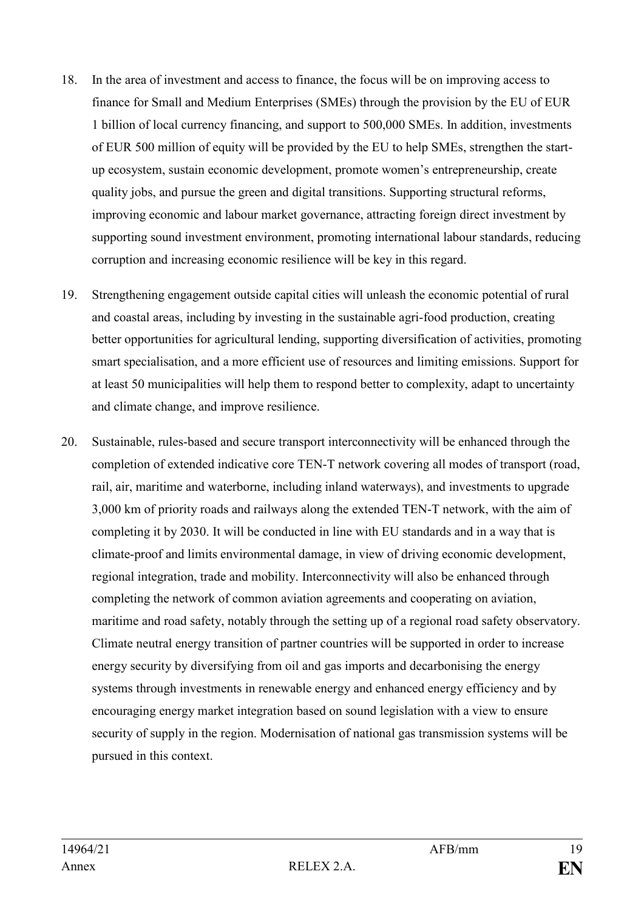18. In the area of investment and access to finance, the focus will be on improving access to finance for Small and Medium Enterprises (SMEs) through the provision by the EU of EUR 1 billion of local currency financing, and support to 500,000 SMEs. In addition, investments of EUR 500 million of equity will be provided by the EU to help SMEs, strengthen the start-up ecosystem, sustain economic development, promote women's entrepreneurship, create quality jobs, and pursue the green and digital transitions. Supporting structural reforms, improving economic and labour market governance, attracting foreign direct investment by supporting sound investment environment, promoting international labour standards, reducing corruption and increasing economic resilience will be key in this regard.

19. Strengthening engagement outside capital cities will unleash the economic potential of rural and coastal areas, including by investing in the sustainable agri-food production, creating better opportunities for agricultural lending, supporting diversification of activities, promoting smart specialisation, and a more efficient use of resources and limiting emissions. Support for at least 50 municipalities will help them to respond better to complexity, adapt to uncertainty and climate change, and improve resilience.

20. Sustainable, rules-based and secure transport interconnectivity will be enhanced through the completion of extended indicative core TEN-T network covering all modes of transport (road, rail, air, maritime and waterborne, including inland waterways), and investments to upgrade 3,000 km of priority roads and railways along the extended TEN-T network, with the aim of completing it by 2030. It will be conducted in line with EU standards and in a way that is climate-proof and limits environmental damage, in view of driving economic development, regional integration, trade and mobility. Interconnectivity will also be enhanced through completing the network of common aviation agreements and cooperating on aviation, maritime and road safety, notably through the setting up of a regional road safety observatory. Climate neutral energy transition of partner countries will be supported in order to increase energy security by diversifying from oil and gas imports and decarbonising the energy systems through investments in renewable energy and enhanced energy efficiency and by encouraging energy market integration based on sound legislation with a view to ensure security of supply in the region. Modernisation of national gas transmission systems will be pursued in this context.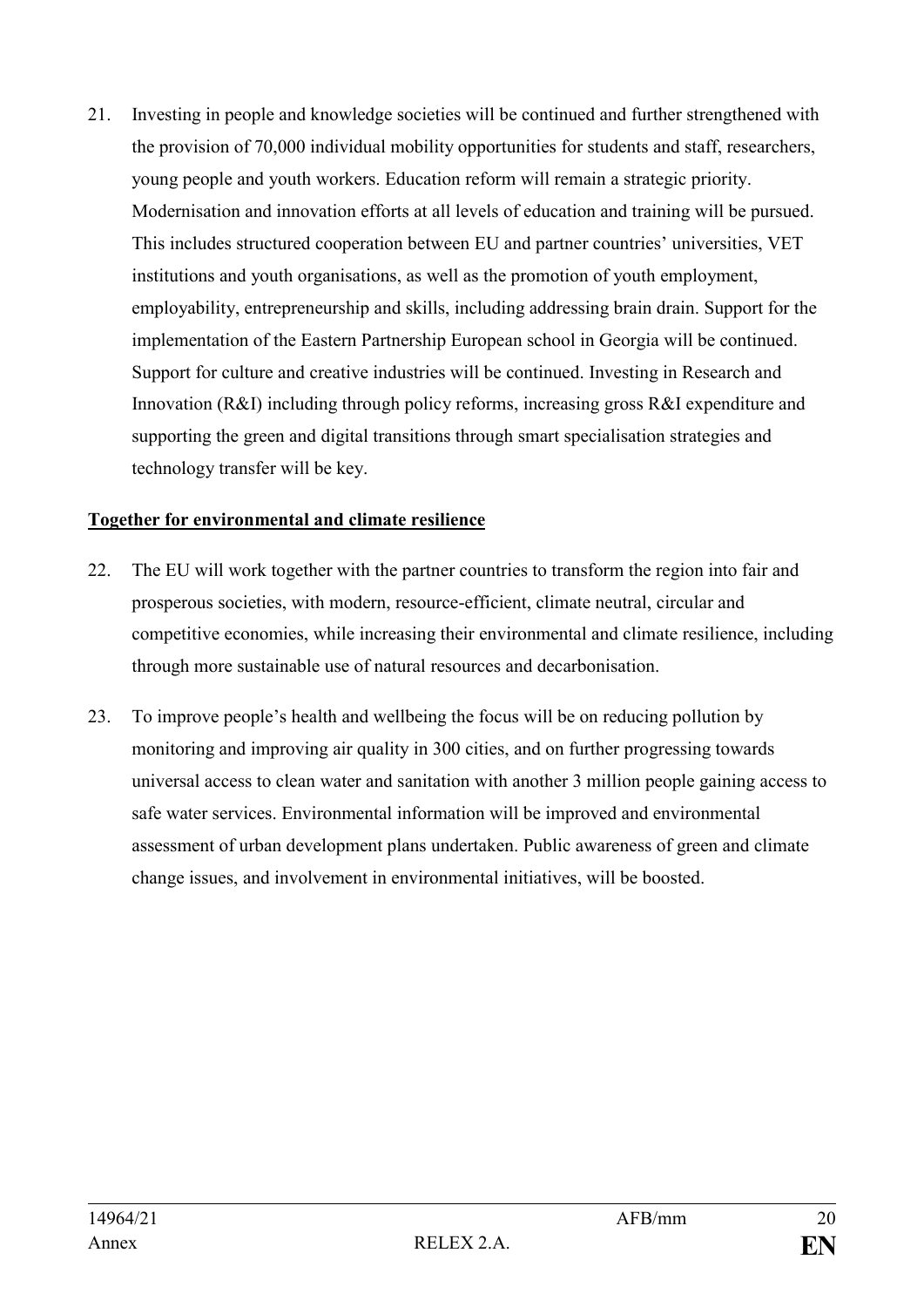21. Investing in people and knowledge societies will be continued and further strengthened with the provision of 70,000 individual mobility opportunities for students and staff, researchers, young people and youth workers. Education reform will remain a strategic priority. Modernisation and innovation efforts at all levels of education and training will be pursued. This includes structured cooperation between EU and partner countries' universities, VET institutions and youth organisations, as well as the promotion of youth employment, employability, entrepreneurship and skills, including addressing brain drain. Support for the implementation of the Eastern Partnership European school in Georgia will be continued. Support for culture and creative industries will be continued. Investing in Research and Innovation (R&I) including through policy reforms, increasing gross R&I expenditure and supporting the green and digital transitions through smart specialisation strategies and technology transfer will be key.

**Together for environmental and climate resilience**

22. The EU will work together with the partner countries to transform the region into fair and prosperous societies, with modern, resource-efficient, climate neutral, circular and competitive economies, while increasing their environmental and climate resilience, including through more sustainable use of natural resources and decarbonisation.

23. To improve people's health and wellbeing the focus will be on reducing pollution by monitoring and improving air quality in 300 cities, and on further progressing towards universal access to clean water and sanitation with another 3 million people gaining access to safe water services. Environmental information will be improved and environmental assessment of urban development plans undertaken. Public awareness of green and climate change issues, and involvement in environmental initiatives, will be boosted.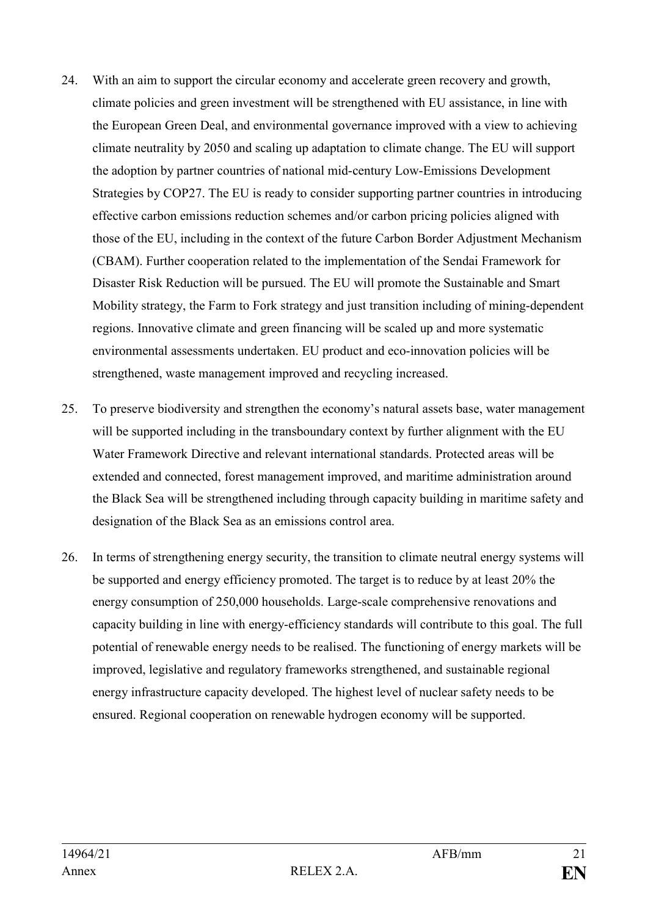24. With an aim to support the circular economy and accelerate green recovery and growth, climate policies and green investment will be strengthened with EU assistance, in line with the European Green Deal, and environmental governance improved with a view to achieving climate neutrality by 2050 and scaling up adaptation to climate change. The EU will support the adoption by partner countries of national mid-century Low-Emissions Development Strategies by COP27. The EU is ready to consider supporting partner countries in introducing effective carbon emissions reduction schemes and/or carbon pricing policies aligned with those of the EU, including in the context of the future Carbon Border Adjustment Mechanism (CBAM). Further cooperation related to the implementation of the Sendai Framework for Disaster Risk Reduction will be pursued. The EU will promote the Sustainable and Smart Mobility strategy, the Farm to Fork strategy and just transition including of mining-dependent regions. Innovative climate and green financing will be scaled up and more systematic environmental assessments undertaken. EU product and eco-innovation policies will be strengthened, waste management improved and recycling increased.

25. To preserve biodiversity and strengthen the economy's natural assets base, water management will be supported including in the transboundary context by further alignment with the EU Water Framework Directive and relevant international standards. Protected areas will be extended and connected, forest management improved, and maritime administration around the Black Sea will be strengthened including through capacity building in maritime safety and designation of the Black Sea as an emissions control area.

26. In terms of strengthening energy security, the transition to climate neutral energy systems will be supported and energy efficiency promoted. The target is to reduce by at least 20% the energy consumption of 250,000 households. Large-scale comprehensive renovations and capacity building in line with energy-efficiency standards will contribute to this goal. The full potential of renewable energy needs to be realised. The functioning of energy markets will be improved, legislative and regulatory frameworks strengthened, and sustainable regional energy infrastructure capacity developed. The highest level of nuclear safety needs to be ensured. Regional cooperation on renewable hydrogen economy will be supported.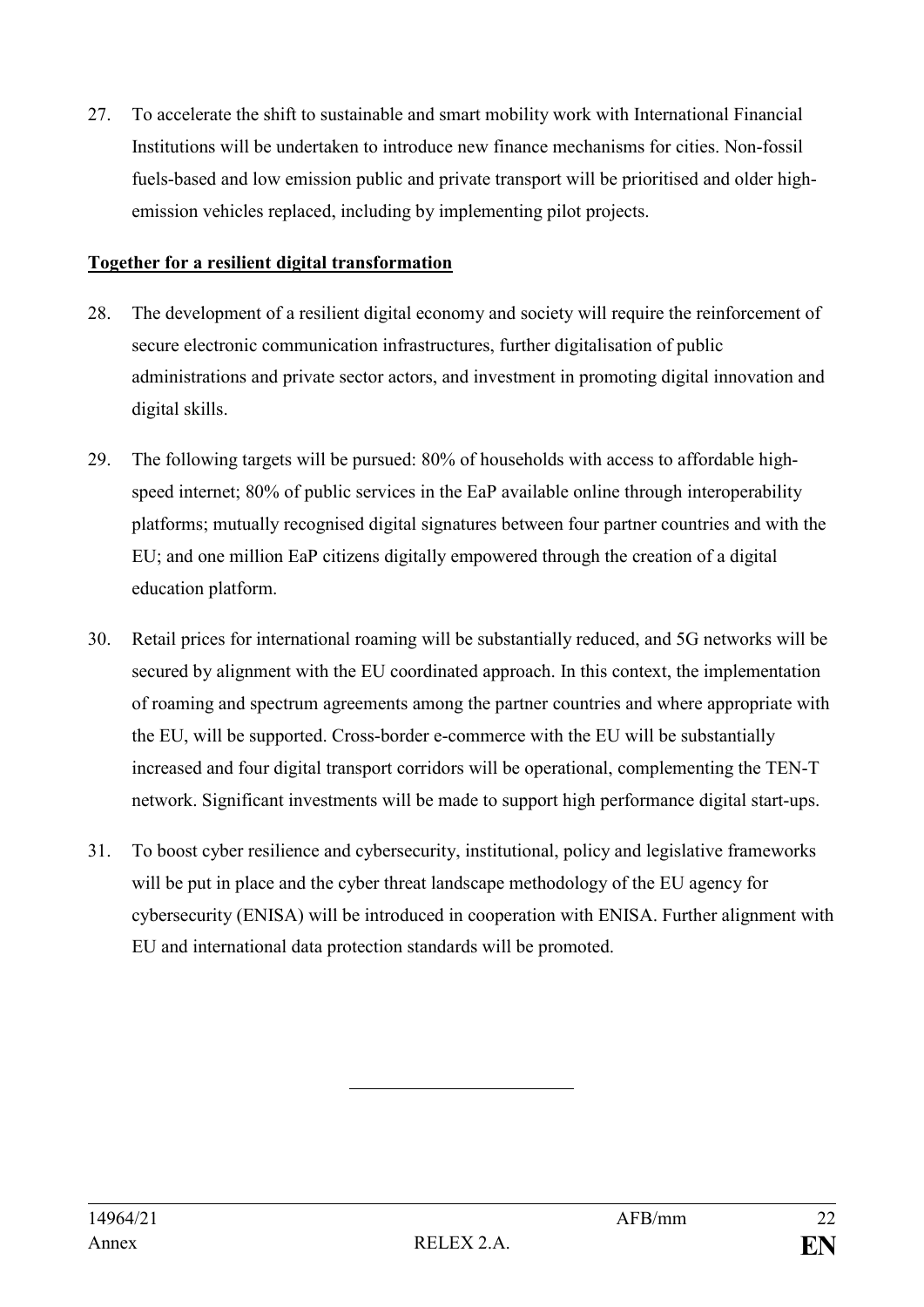27. To accelerate the shift to sustainable and smart mobility work with International Financial Institutions will be undertaken to introduce new finance mechanisms for cities. Non-fossil fuels-based and low emission public and private transport will be prioritised and older high-emission vehicles replaced, including by implementing pilot projects.

**Together for a resilient digital transformation**

28. The development of a resilient digital economy and society will require the reinforcement of secure electronic communication infrastructures, further digitalisation of public administrations and private sector actors, and investment in promoting digital innovation and digital skills.

29. The following targets will be pursued: 80% of households with access to affordable high-speed internet; 80% of public services in the EaP available online through interoperability platforms; mutually recognised digital signatures between four partner countries and with the EU; and one million EaP citizens digitally empowered through the creation of a digital education platform.

30. Retail prices for international roaming will be substantially reduced, and 5G networks will be secured by alignment with the EU coordinated approach. In this context, the implementation of roaming and spectrum agreements among the partner countries and where appropriate with the EU, will be supported. Cross-border e-commerce with the EU will be substantially increased and four digital transport corridors will be operational, complementing the TEN-T network. Significant investments will be made to support high performance digital start-ups.

31. To boost cyber resilience and cybersecurity, institutional, policy and legislative frameworks will be put in place and the cyber threat landscape methodology of the EU agency for cybersecurity (ENISA) will be introduced in cooperation with ENISA. Further alignment with EU and international data protection standards will be promoted.